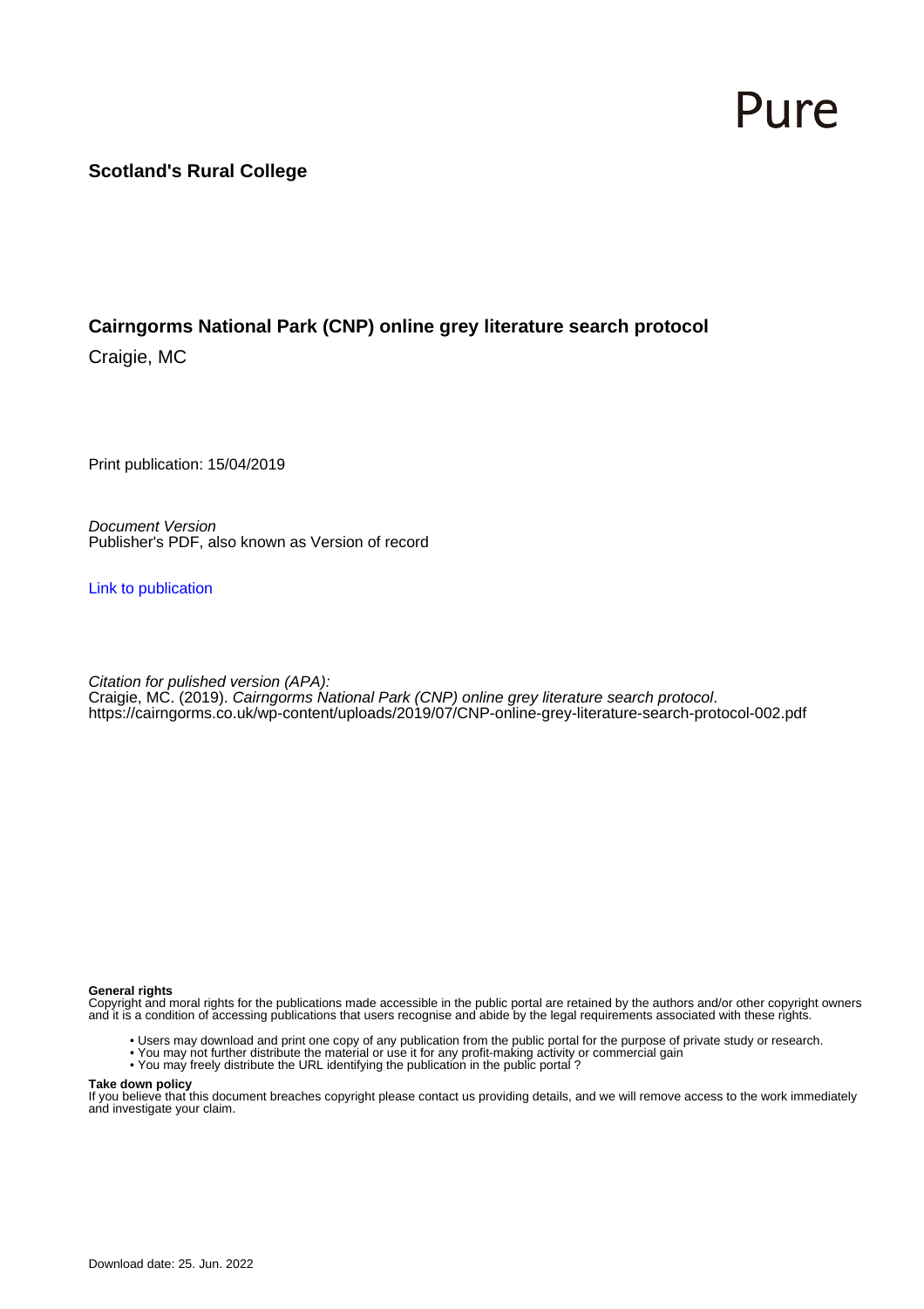Pure

**Scotland's Rural College**

# Cairngorms National Park (CNP) online grey literature search protocol

Craigie, MC

Print publication: 15/04/2019

*Document Version*
Publisher's PDF, also known as Version of record

Link to publication

*Citation for pulished version (APA):*
Craigie, MC. (2019). *Cairngorms National Park (CNP) online grey literature search protocol*. https://cairngorms.co.uk/wp-content/uploads/2019/07/CNP-online-grey-literature-search-protocol-002.pdf

**General rights**
Copyright and moral rights for the publications made accessible in the public portal are retained by the authors and/or other copyright owners and it is a condition of accessing publications that users recognise and abide by the legal requirements associated with these rights.

- Users may download and print one copy of any publication from the public portal for the purpose of private study or research.
- You may not further distribute the material or use it for any profit-making activity or commercial gain
- You may freely distribute the URL identifying the publication in the public portal ?

**Take down policy**
If you believe that this document breaches copyright please contact us providing details, and we will remove access to the work immediately and investigate your claim.

Download date: 25. Jun. 2022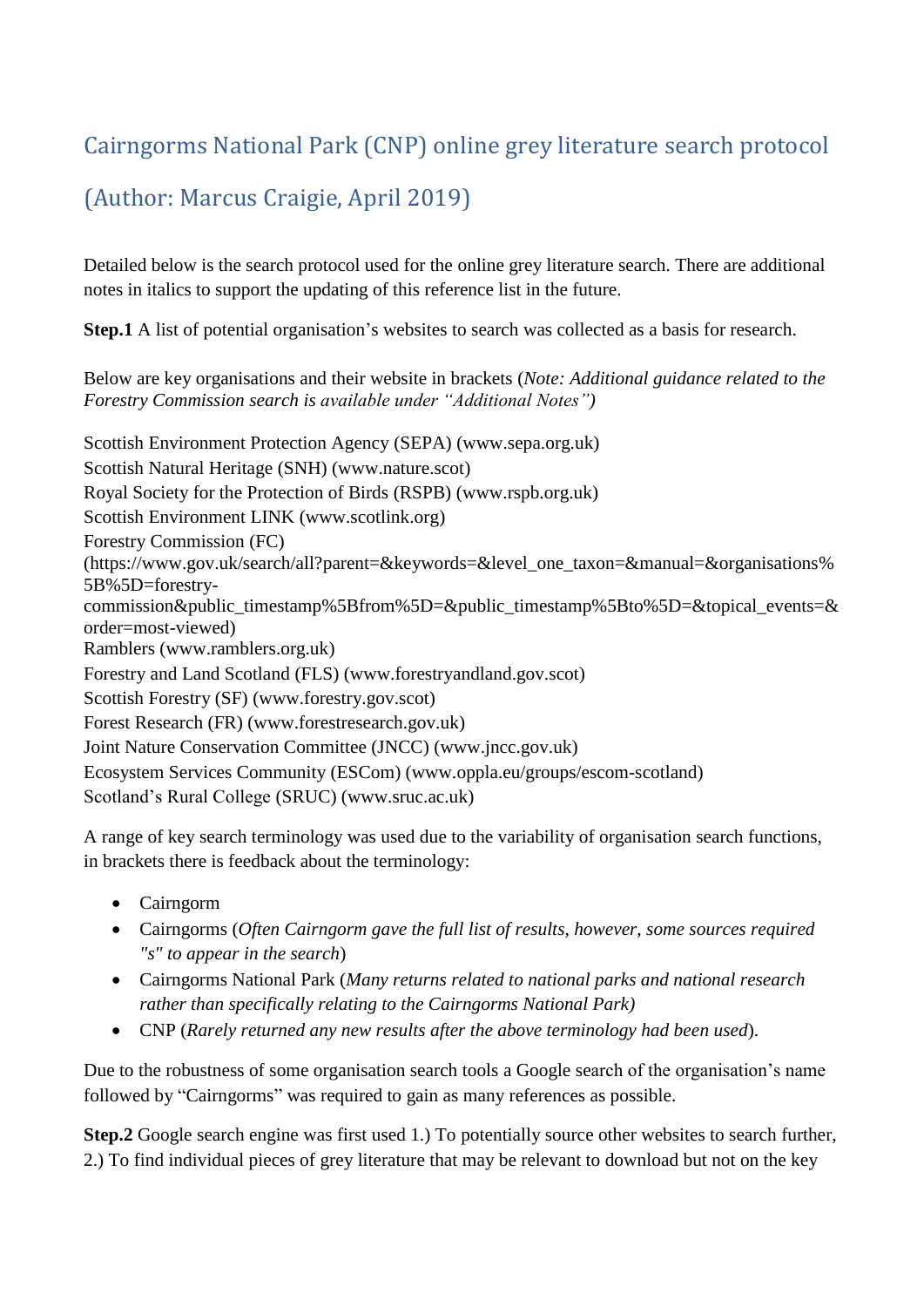# Cairngorms National Park (CNP) online grey literature search protocol

# (Author: Marcus Craigie, April 2019)

Detailed below is the search protocol used for the online grey literature search. There are additional notes in italics to support the updating of this reference list in the future.

**Step.1** A list of potential organisation's websites to search was collected as a basis for research.

Below are key organisations and their website in brackets (*Note: Additional guidance related to the Forestry Commission search is available under "Additional Notes")*

Scottish Environment Protection Agency (SEPA) (www.sepa.org.uk)
Scottish Natural Heritage (SNH) (www.nature.scot)
Royal Society for the Protection of Birds (RSPB) (www.rspb.org.uk)
Scottish Environment LINK (www.scotlink.org)
Forestry Commission (FC) (https://www.gov.uk/search/all?parent=&keywords=&level_one_taxon=&manual=&organisations%5B%5D=forestry-commission&public_timestamp%5Bfrom%5D=&public_timestamp%5Bto%5D=&topical_events=&order=most-viewed)
Ramblers (www.ramblers.org.uk)
Forestry and Land Scotland (FLS) (www.forestryandland.gov.scot)
Scottish Forestry (SF) (www.forestry.gov.scot)
Forest Research (FR) (www.forestresearch.gov.uk)
Joint Nature Conservation Committee (JNCC) (www.jncc.gov.uk)
Ecosystem Services Community (ESCom) (www.oppla.eu/groups/escom-scotland)
Scotland's Rural College (SRUC) (www.sruc.ac.uk)

A range of key search terminology was used due to the variability of organisation search functions, in brackets there is feedback about the terminology:

- Cairngorm
- Cairngorms (*Often Cairngorm gave the full list of results, however, some sources required "s" to appear in the search*)
- Cairngorms National Park (*Many returns related to national parks and national research rather than specifically relating to the Cairngorms National Park)*
- CNP (*Rarely returned any new results after the above terminology had been used*).

Due to the robustness of some organisation search tools a Google search of the organisation's name followed by "Cairngorms" was required to gain as many references as possible.

**Step.2** Google search engine was first used 1.) To potentially source other websites to search further, 2.) To find individual pieces of grey literature that may be relevant to download but not on the key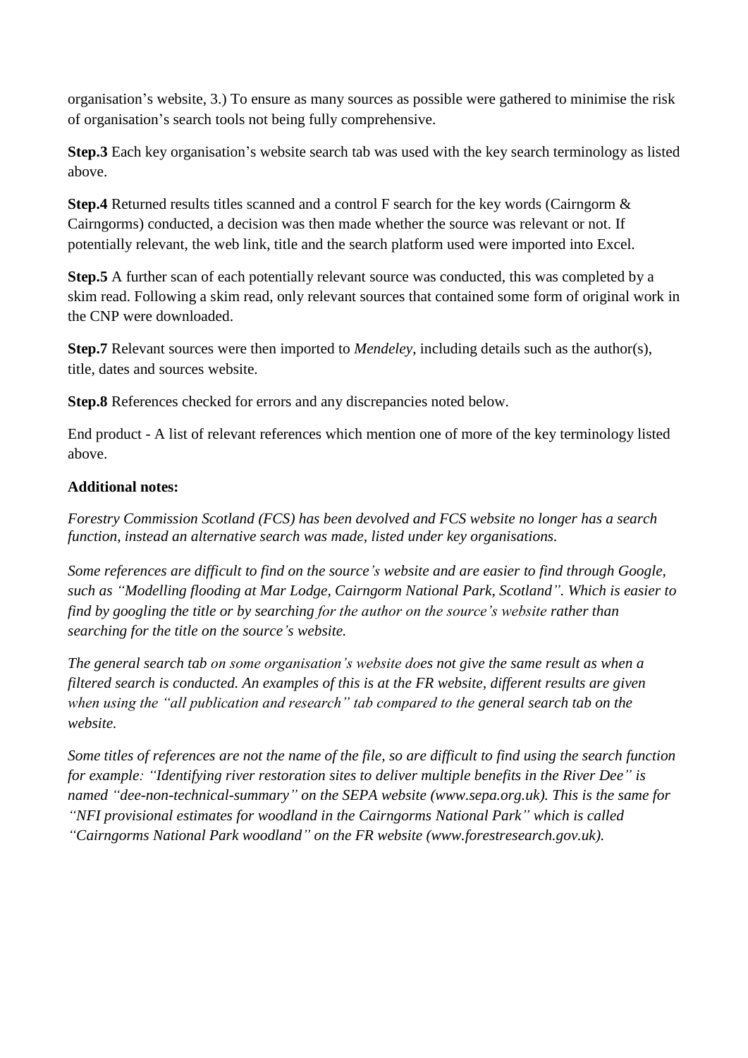organisation's website, 3.) To ensure as many sources as possible were gathered to minimise the risk of organisation's search tools not being fully comprehensive.

**Step.3** Each key organisation's website search tab was used with the key search terminology as listed above.

**Step.4** Returned results titles scanned and a control F search for the key words (Cairngorm & Cairngorms) conducted, a decision was then made whether the source was relevant or not. If potentially relevant, the web link, title and the search platform used were imported into Excel.

**Step.5** A further scan of each potentially relevant source was conducted, this was completed by a skim read. Following a skim read, only relevant sources that contained some form of original work in the CNP were downloaded.

**Step.7** Relevant sources were then imported to *Mendeley*, including details such as the author(s), title, dates and sources website.

**Step.8** References checked for errors and any discrepancies noted below.

End product - A list of relevant references which mention one of more of the key terminology listed above.

**Additional notes:**

*Forestry Commission Scotland (FCS) has been devolved and FCS website no longer has a search function, instead an alternative search was made, listed under key organisations.*

*Some references are difficult to find on the source's website and are easier to find through Google, such as "Modelling flooding at Mar Lodge, Cairngorm National Park, Scotland". Which is easier to find by googling the title or by searching for the author on the source's website rather than searching for the title on the source's website.*

*The general search tab on some organisation's website does not give the same result as when a filtered search is conducted. An examples of this is at the FR website, different results are given when using the "all publication and research" tab compared to the general search tab on the website.*

*Some titles of references are not the name of the file, so are difficult to find using the search function for example: "Identifying river restoration sites to deliver multiple benefits in the River Dee" is named "dee-non-technical-summary" on the SEPA website (www.sepa.org.uk). This is the same for "NFI provisional estimates for woodland in the Cairngorms National Park" which is called "Cairngorms National Park woodland" on the FR website (www.forestresearch.gov.uk).*